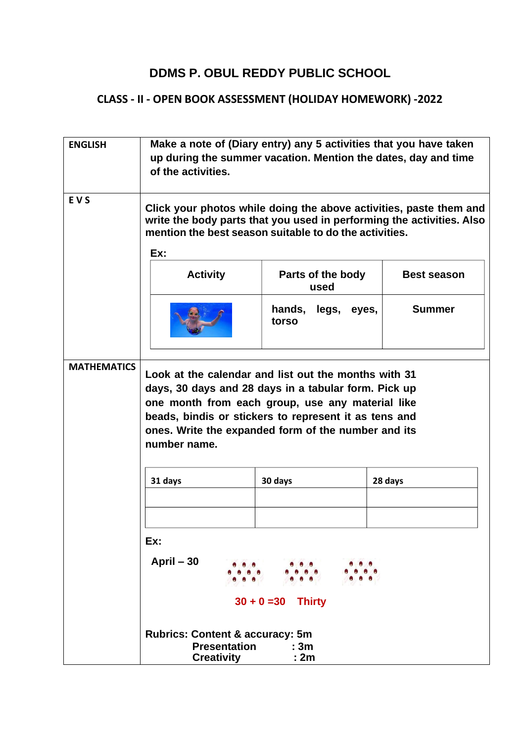# DDMS P. OBUL REDDY PUBLIC SCHOOL

## CLASS - II - OPEN BOOK ASSESSMENT (HOLIDAY HOMEWORK) -2022

**ENGLISH**

**Make a note of (Diary entry) any 5 activities that you have taken up during the summer vacation. Mention the dates, day and time of the activities.**

**E V S**

**Click your photos while doing the above activities, paste them and write the body parts that you used in performing the activities. Also mention the best season suitable to do the activities.**

**Ex:**

| Activity | Parts of the body used | Best season |
|---|---|---|
| | hands, legs, eyes, torso | Summer |

**MATHEMATICS**

**Look at the calendar and list out the months with 31 days, 30 days and 28 days in a tabular form. Pick up one month from each group, use any material like beads, bindis or stickers to represent it as tens and ones. Write the expanded form of the number and its number name.**

| 31 days | 30 days | 28 days |
|---|---|---|
| | | |
| | | |

**Ex:**

**April – 30**

**30 + 0 =30 Thirty**

**Rubrics: Content & accuracy: 5m**

**Presentation : 3m**

**Creativity : 2m**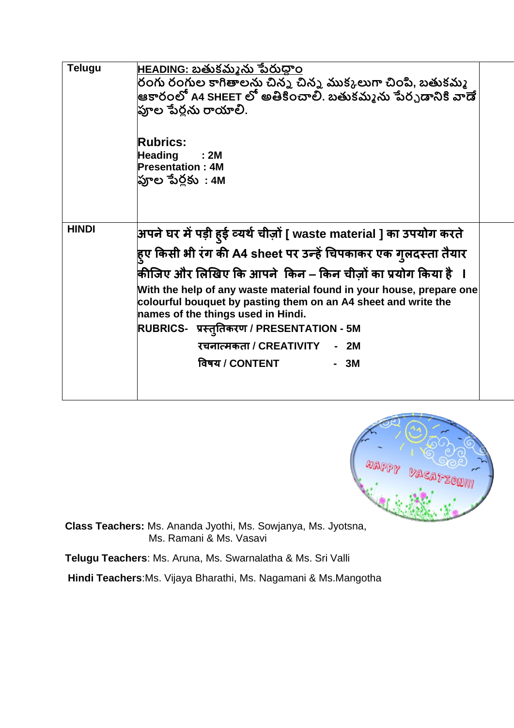| | | |
|---|---|---|
| **Telugu** | **HEADING: బతుకమ్మను పేరుద్దాం**<br>రంగు రంగుల కాగితాలను చిన్న చిన్న ముక్కలుగా చింపి, బతుకమ్మ ఆకారంలో A4 SHEET లో అతికించాలి. బతుకమ్మను పేర్చడానికి వాడే పూల పేర్లను రాయాలి.<br><br>**Rubrics:**<br>**Heading : 2M**<br>**Presentation : 4M**<br>**పూల పేర్లకు : 4M** | |
| **HINDI** | **अपने घर में पड़ी हुई व्यर्थ चीज़ों [ waste material ] का उपयोग करते हुए किसी भी रंग की A4 sheet पर उन्हें चिपकाकर एक गुलदस्ता तैयार कीजिए और लिखिए कि आपने किन – किन चीज़ों का प्रयोग किया है ।**<br>**With the help of any waste material found in your house, prepare one colourful bouquet by pasting them on an A4 sheet and write the names of the things used in Hindi.**<br>**RUBRICS- प्रस्तुतिकरण / PRESENTATION - 5M**<br>**रचनात्मकता / CREATIVITY - 2M**<br>**विषय / CONTENT - 3M** | |

HAPPY VACATION!!!

**Class Teachers:** Ms. Ananda Jyothi, Ms. Sowjanya, Ms. Jyotsna, Ms. Ramani & Ms. Vasavi

**Telugu Teachers**: Ms. Aruna, Ms. Swarnalatha & Ms. Sri Valli

**Hindi Teachers**:Ms. Vijaya Bharathi, Ms. Nagamani & Ms.Mangotha